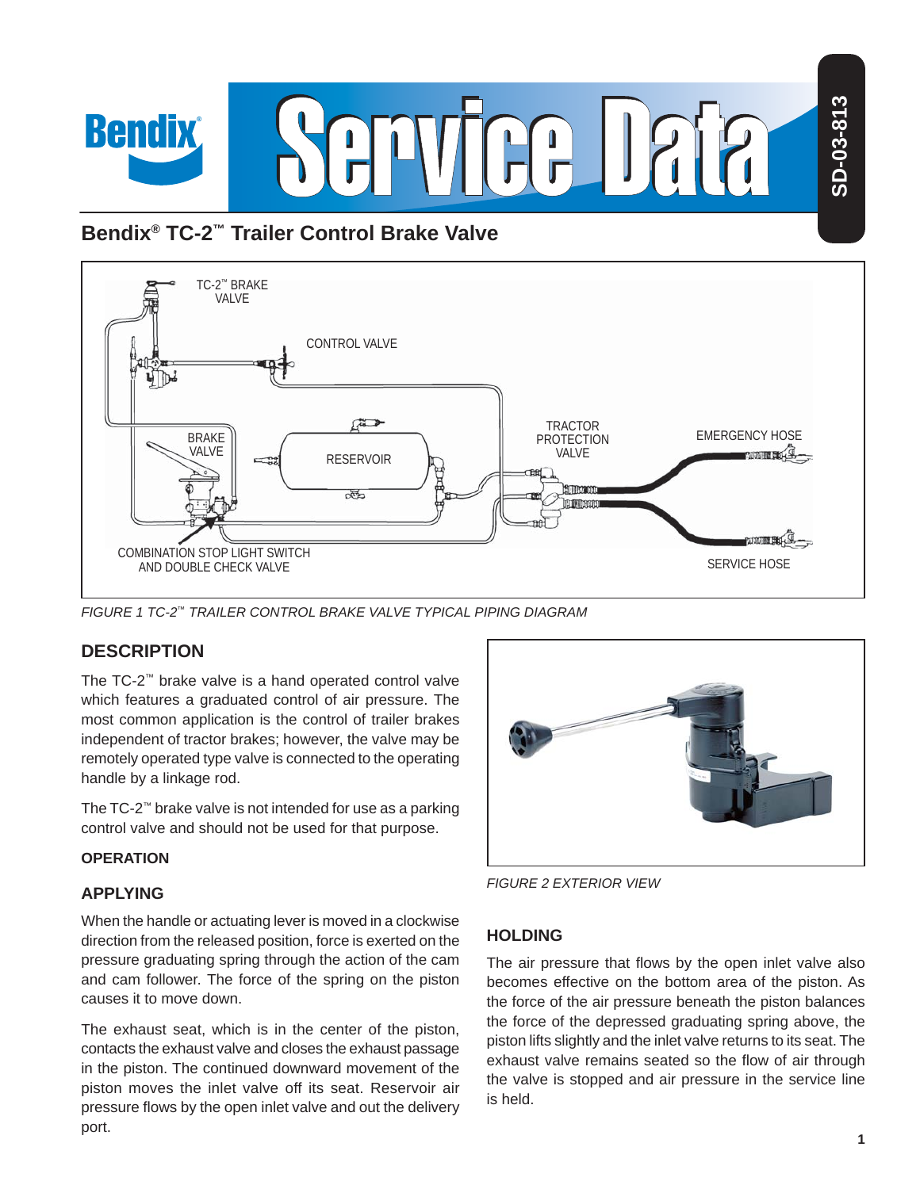# Bendix® TC-2™ Trailer Control Brake Valve

FIGURE 1 TC-2™ TRAILER CONTROL BRAKE VALVE TYPICAL PIPING DIAGRAM

## DESCRIPTION

The TC-2™ brake valve is a hand operated control valve which features a graduated control of air pressure. The most common application is the control of trailer brakes independent of tractor brakes; however, the valve may be remotely operated type valve is connected to the operating handle by a linkage rod.

The TC-2™ brake valve is not intended for use as a parking control valve and should not be used for that purpose.

FIGURE 2 EXTERIOR VIEW

### OPERATION

## APPLYING

When the handle or actuating lever is moved in a clockwise direction from the released position, force is exerted on the pressure graduating spring through the action of the cam and cam follower. The force of the spring on the piston causes it to move down.

The exhaust seat, which is in the center of the piston, contacts the exhaust valve and closes the exhaust passage in the piston. The continued downward movement of the piston moves the inlet valve off its seat. Reservoir air pressure flows by the open inlet valve and out the delivery port.

## HOLDING

The air pressure that flows by the open inlet valve also becomes effective on the bottom area of the piston. As the force of the air pressure beneath the piston balances the force of the depressed graduating spring above, the piston lifts slightly and the inlet valve returns to its seat. The exhaust valve remains seated so the flow of air through the valve is stopped and air pressure in the service line is held.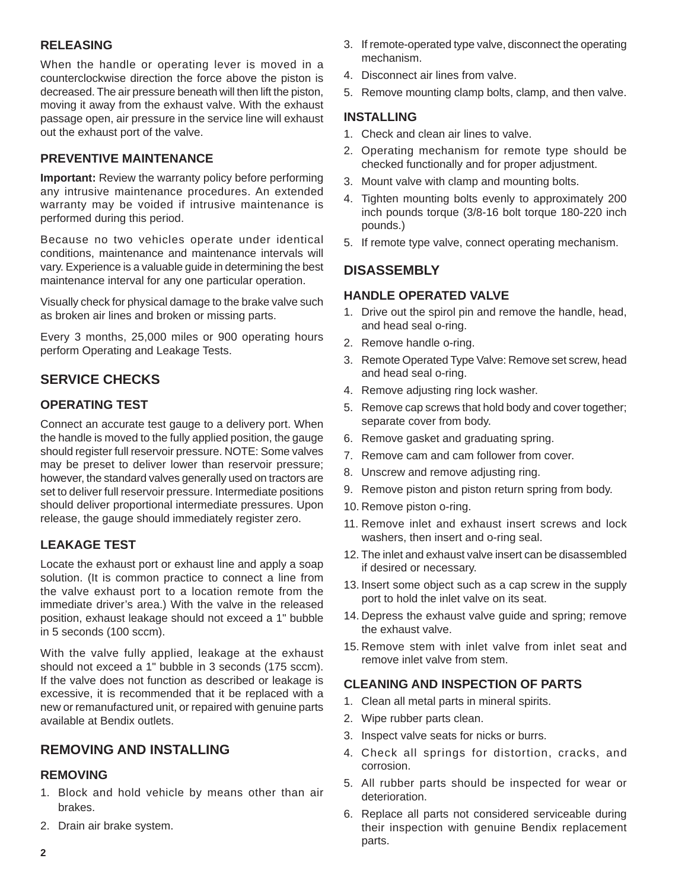### RELEASING

When the handle or operating lever is moved in a counterclockwise direction the force above the piston is decreased. The air pressure beneath will then lift the piston, moving it away from the exhaust valve. With the exhaust passage open, air pressure in the service line will exhaust out the exhaust port of the valve.

### PREVENTIVE MAINTENANCE

**Important:** Review the warranty policy before performing any intrusive maintenance procedures. An extended warranty may be voided if intrusive maintenance is performed during this period.

Because no two vehicles operate under identical conditions, maintenance and maintenance intervals will vary. Experience is a valuable guide in determining the best maintenance interval for any one particular operation.

Visually check for physical damage to the brake valve such as broken air lines and broken or missing parts.

Every 3 months, 25,000 miles or 900 operating hours perform Operating and Leakage Tests.

## SERVICE CHECKS

### OPERATING TEST

Connect an accurate test gauge to a delivery port. When the handle is moved to the fully applied position, the gauge should register full reservoir pressure. NOTE: Some valves may be preset to deliver lower than reservoir pressure; however, the standard valves generally used on tractors are set to deliver full reservoir pressure. Intermediate positions should deliver proportional intermediate pressures. Upon release, the gauge should immediately register zero.

### LEAKAGE TEST

Locate the exhaust port or exhaust line and apply a soap solution. (It is common practice to connect a line from the valve exhaust port to a location remote from the immediate driver's area.) With the valve in the released position, exhaust leakage should not exceed a 1" bubble in 5 seconds (100 sccm).

With the valve fully applied, leakage at the exhaust should not exceed a 1" bubble in 3 seconds (175 sccm). If the valve does not function as described or leakage is excessive, it is recommended that it be replaced with a new or remanufactured unit, or repaired with genuine parts available at Bendix outlets.

## REMOVING AND INSTALLING

### REMOVING

1. Block and hold vehicle by means other than air brakes.
2. Drain air brake system.
3. If remote-operated type valve, disconnect the operating mechanism.
4. Disconnect air lines from valve.
5. Remove mounting clamp bolts, clamp, and then valve.

### INSTALLING

1. Check and clean air lines to valve.
2. Operating mechanism for remote type should be checked functionally and for proper adjustment.
3. Mount valve with clamp and mounting bolts.
4. Tighten mounting bolts evenly to approximately 200 inch pounds torque (3/8-16 bolt torque 180-220 inch pounds.)
5. If remote type valve, connect operating mechanism.

## DISASSEMBLY

### HANDLE OPERATED VALVE

1. Drive out the spirol pin and remove the handle, head, and head seal o-ring.
2. Remove handle o-ring.
3. Remote Operated Type Valve: Remove set screw, head and head seal o-ring.
4. Remove adjusting ring lock washer.
5. Remove cap screws that hold body and cover together; separate cover from body.
6. Remove gasket and graduating spring.
7. Remove cam and cam follower from cover.
8. Unscrew and remove adjusting ring.
9. Remove piston and piston return spring from body.
10. Remove piston o-ring.
11. Remove inlet and exhaust insert screws and lock washers, then insert and o-ring seal.
12. The inlet and exhaust valve insert can be disassembled if desired or necessary.
13. Insert some object such as a cap screw in the supply port to hold the inlet valve on its seat.
14. Depress the exhaust valve guide and spring; remove the exhaust valve.
15. Remove stem with inlet valve from inlet seat and remove inlet valve from stem.

### CLEANING AND INSPECTION OF PARTS

1. Clean all metal parts in mineral spirits.
2. Wipe rubber parts clean.
3. Inspect valve seats for nicks or burrs.
4. Check all springs for distortion, cracks, and corrosion.
5. All rubber parts should be inspected for wear or deterioration.
6. Replace all parts not considered serviceable during their inspection with genuine Bendix replacement parts.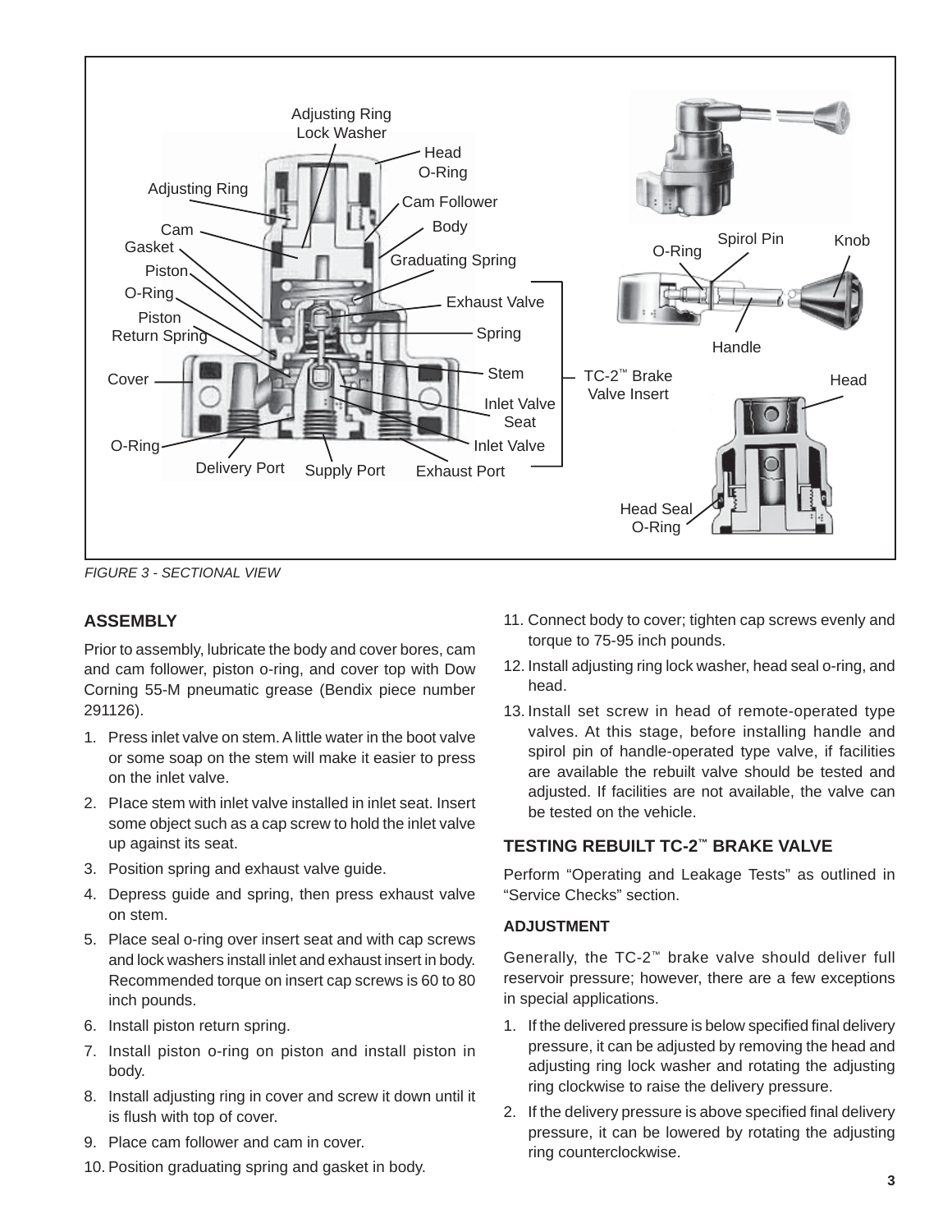FIGURE 3 - SECTIONAL VIEW

## ASSEMBLY

Prior to assembly, lubricate the body and cover bores, cam and cam follower, piston o-ring, and cover top with Dow Corning 55-M pneumatic grease (Bendix piece number 291126).

1. Press inlet valve on stem. A little water in the boot valve or some soap on the stem will make it easier to press on the inlet valve.
2. Place stem with inlet valve installed in inlet seat. Insert some object such as a cap screw to hold the inlet valve up against its seat.
3. Position spring and exhaust valve guide.
4. Depress guide and spring, then press exhaust valve on stem.
5. Place seal o-ring over insert seat and with cap screws and lock washers install inlet and exhaust insert in body. Recommended torque on insert cap screws is 60 to 80 inch pounds.
6. Install piston return spring.
7. Install piston o-ring on piston and install piston in body.
8. Install adjusting ring in cover and screw it down until it is flush with top of cover.
9. Place cam follower and cam in cover.
10. Position graduating spring and gasket in body.
11. Connect body to cover; tighten cap screws evenly and torque to 75-95 inch pounds.
12. Install adjusting ring lock washer, head seal o-ring, and head.
13. Install set screw in head of remote-operated type valves. At this stage, before installing handle and spirol pin of handle-operated type valve, if facilities are available the rebuilt valve should be tested and adjusted. If facilities are not available, the valve can be tested on the vehicle.

## TESTING REBUILT TC-2™ BRAKE VALVE

Perform "Operating and Leakage Tests" as outlined in "Service Checks" section.

### ADJUSTMENT

Generally, the TC-2™ brake valve should deliver full reservoir pressure; however, there are a few exceptions in special applications.

1. If the delivered pressure is below specified final delivery pressure, it can be adjusted by removing the head and adjusting ring lock washer and rotating the adjusting ring clockwise to raise the delivery pressure.
2. If the delivery pressure is above specified final delivery pressure, it can be lowered by rotating the adjusting ring counterclockwise.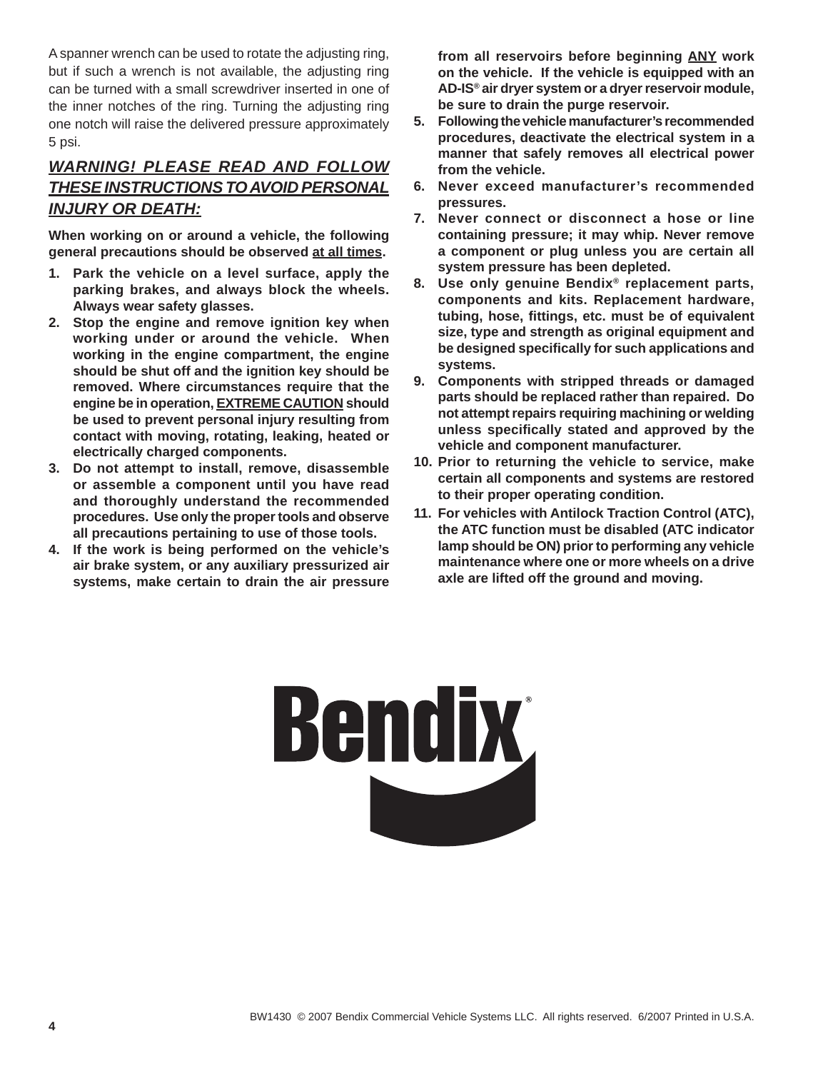A spanner wrench can be used to rotate the adjusting ring, but if such a wrench is not available, the adjusting ring can be turned with a small screwdriver inserted in one of the inner notches of the ring. Turning the adjusting ring one notch will raise the delivered pressure approximately 5 psi.

## *WARNING! PLEASE READ AND FOLLOW THESE INSTRUCTIONS TO AVOID PERSONAL INJURY OR DEATH:*

**When working on or around a vehicle, the following general precautions should be observed at all times.**

1. **Park the vehicle on a level surface, apply the parking brakes, and always block the wheels. Always wear safety glasses.**
2. **Stop the engine and remove ignition key when working under or around the vehicle. When working in the engine compartment, the engine should be shut off and the ignition key should be removed. Where circumstances require that the engine be in operation, EXTREME CAUTION should be used to prevent personal injury resulting from contact with moving, rotating, leaking, heated or electrically charged components.**
3. **Do not attempt to install, remove, disassemble or assemble a component until you have read and thoroughly understand the recommended procedures. Use only the proper tools and observe all precautions pertaining to use of those tools.**
4. **If the work is being performed on the vehicle's air brake system, or any auxiliary pressurized air systems, make certain to drain the air pressure from all reservoirs before beginning ANY work on the vehicle. If the vehicle is equipped with an AD-IS® air dryer system or a dryer reservoir module, be sure to drain the purge reservoir.**
5. **Following the vehicle manufacturer's recommended procedures, deactivate the electrical system in a manner that safely removes all electrical power from the vehicle.**
6. **Never exceed manufacturer's recommended pressures.**
7. **Never connect or disconnect a hose or line containing pressure; it may whip. Never remove a component or plug unless you are certain all system pressure has been depleted.**
8. **Use only genuine Bendix® replacement parts, components and kits. Replacement hardware, tubing, hose, fittings, etc. must be of equivalent size, type and strength as original equipment and be designed specifically for such applications and systems.**
9. **Components with stripped threads or damaged parts should be replaced rather than repaired. Do not attempt repairs requiring machining or welding unless specifically stated and approved by the vehicle and component manufacturer.**
10. **Prior to returning the vehicle to service, make certain all components and systems are restored to their proper operating condition.**
11. **For vehicles with Antilock Traction Control (ATC), the ATC function must be disabled (ATC indicator lamp should be ON) prior to performing any vehicle maintenance where one or more wheels on a drive axle are lifted off the ground and moving.**

Bendix®

BW1430 © 2007 Bendix Commercial Vehicle Systems LLC. All rights reserved. 6/2007 Printed in U.S.A.